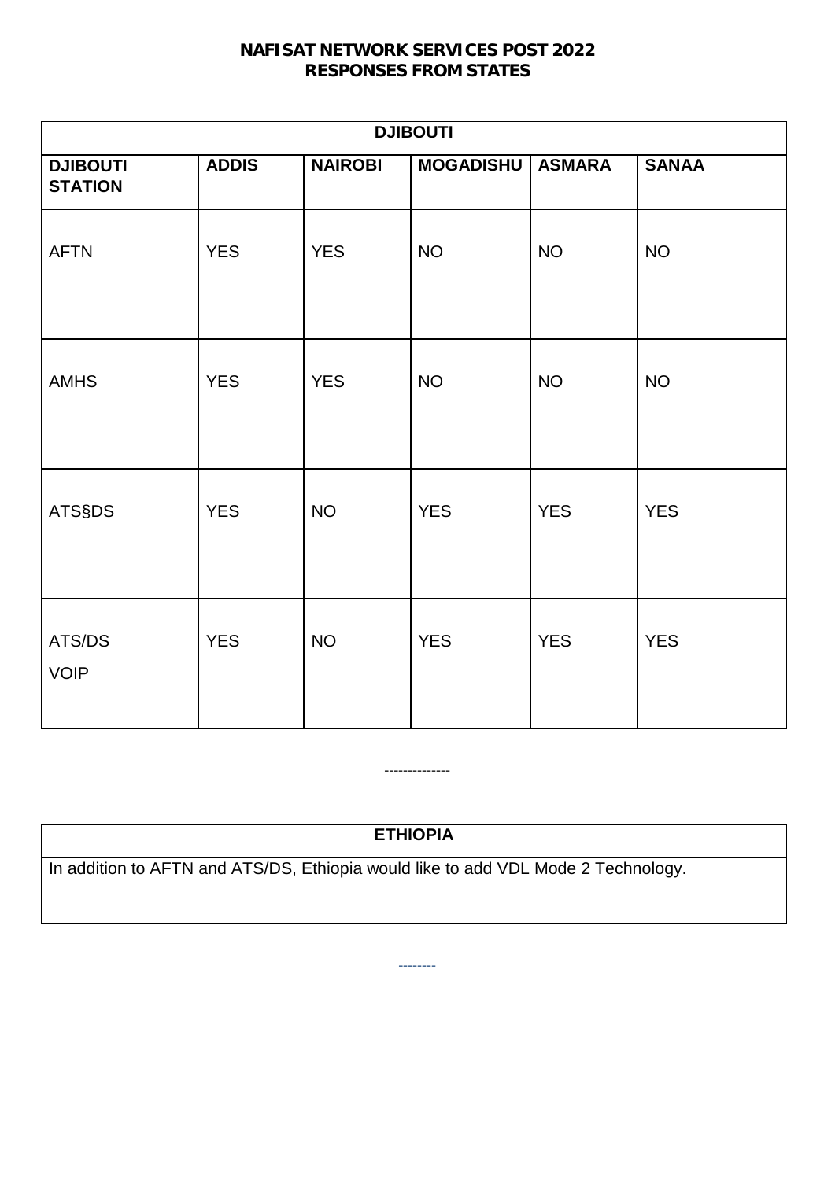**NAFISAT NETWORK SERVICES POST 2022**
**RESPONSES FROM STATES**

| DJIBOUTI | | | | | |
|---|---|---|---|---|---|
| **DJIBOUTI STATION** | **ADDIS** | **NAIROBI** | **MOGADISHU** | **ASMARA** | **SANAA** |
| AFTN | YES | YES | NO | NO | NO |
| AMHS | YES | YES | NO | NO | NO |
| ATS§DS | YES | NO | YES | YES | YES |
| ATS/DS VOIP | YES | NO | YES | YES | YES |

--------------

| ETHIOPIA |
|---|
| In addition to AFTN and ATS/DS, Ethiopia would like to add VDL Mode 2 Technology. |

--------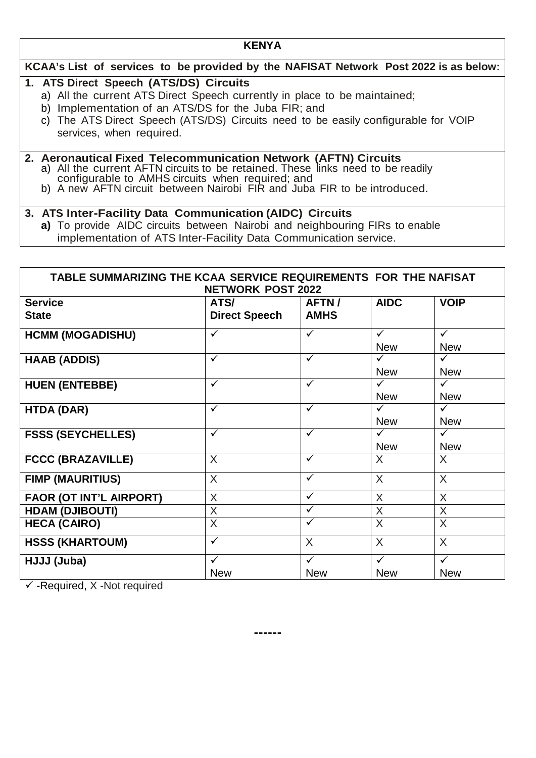## KENYA

**KCAA's List of services to be provided by the NAFISAT Network Post 2022 is as below:**

**1. ATS Direct Speech (ATS/DS) Circuits**

a) All the current ATS Direct Speech currently in place to be maintained;
b) Implementation of an ATS/DS for the Juba FIR; and
c) The ATS Direct Speech (ATS/DS) Circuits need to be easily configurable for VOIP services, when required.

**2. Aeronautical Fixed Telecommunication Network (AFTN) Circuits**

a) All the current AFTN circuits to be retained. These links need to be readily configurable to AMHS circuits when required; and
b) A new AFTN circuit between Nairobi FIR and Juba FIR to be introduced.

**3. ATS Inter-Facility Data Communication (AIDC) Circuits**

**a)** To provide AIDC circuits between Nairobi and neighbouring FIRs to enable implementation of ATS Inter-Facility Data Communication service.

**TABLE SUMMARIZING THE KCAA SERVICE REQUIREMENTS FOR THE NAFISAT NETWORK POST 2022**

| Service / State | ATS/ Direct Speech | AFTN / AMHS | AIDC | VOIP |
|---|---|---|---|---|
| **HCMM (MOGADISHU)** | ✓ | ✓ | ✓ New | ✓ New |
| **HAAB (ADDIS)** | ✓ | ✓ | ✓ New | ✓ New |
| **HUEN (ENTEBBE)** | ✓ | ✓ | ✓ New | ✓ New |
| **HTDA (DAR)** | ✓ | ✓ | ✓ New | ✓ New |
| **FSSS (SEYCHELLES)** | ✓ | ✓ | ✓ New | ✓ New |
| **FCCC (BRAZAVILLE)** | X | ✓ | X | X |
| **FIMP (MAURITIUS)** | X | ✓ | X | X |
| **FAOR (OT INT'L AIRPORT)** | X | ✓ | X | X |
| **HDAM (DJIBOUTI)** | X | ✓ | X | X |
| **HECA (CAIRO)** | X | ✓ | X | X |
| **HSSS (KHARTOUM)** | ✓ | X | X | X |
| **HJJJ (Juba)** | ✓ New | ✓ New | ✓ New | ✓ New |

✓ -Required, X -Not required

------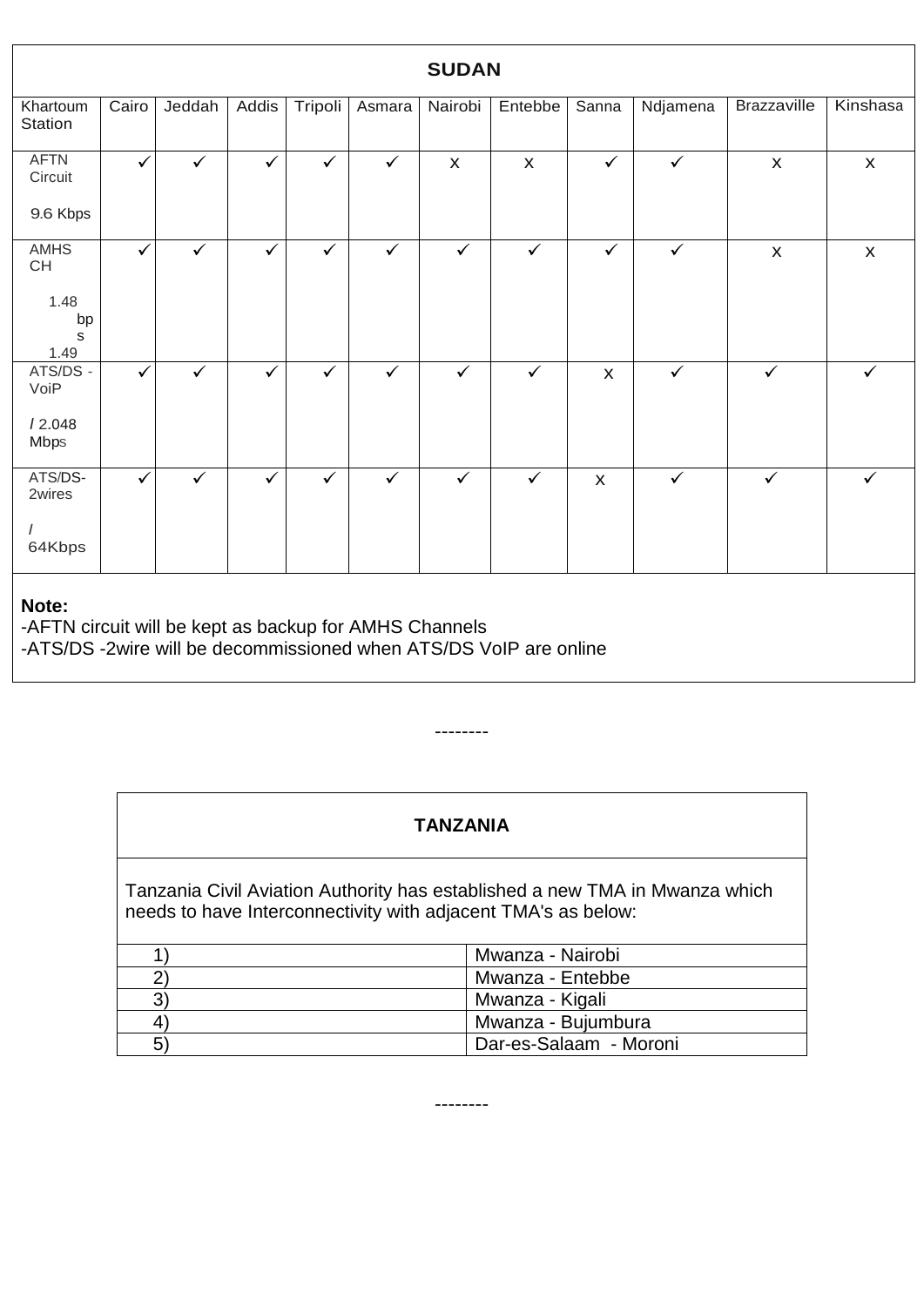| SUDAN | | | | | | | | | | | |
|---|---|---|---|---|---|---|---|---|---|---|---|
| Khartoum Station | Cairo | Jeddah | Addis | Tripoli | Asmara | Nairobi | Entebbe | Sanna | Ndjamena | Brazzaville | Kinshasa |
| AFTN Circuit 9.6 Kbps | ✓ | ✓ | ✓ | ✓ | ✓ | x | x | ✓ | ✓ | x | x |
| AMHS CH 1.48 bps 1.49 | ✓ | ✓ | ✓ | ✓ | ✓ | ✓ | ✓ | ✓ | ✓ | x | x |
| ATS/DS - VoiP / 2.048 Mbps | ✓ | ✓ | ✓ | ✓ | ✓ | ✓ | ✓ | x | ✓ | ✓ | ✓ |
| ATS/DS-2wires / 64Kbps | ✓ | ✓ | ✓ | ✓ | ✓ | ✓ | ✓ | x | ✓ | ✓ | ✓ |

**Note:**
-AFTN circuit will be kept as backup for AMHS Channels
-ATS/DS -2wire will be decommissioned when ATS/DS VoIP are online

--------

**TANZANIA**

Tanzania Civil Aviation Authority has established a new TMA in Mwanza which needs to have Interconnectivity with adjacent TMA's as below:

| | |
|---|---|
| 1) | Mwanza - Nairobi |
| 2) | Mwanza - Entebbe |
| 3) | Mwanza - Kigali |
| 4) | Mwanza - Bujumbura |
| 5) | Dar-es-Salaam - Moroni |

--------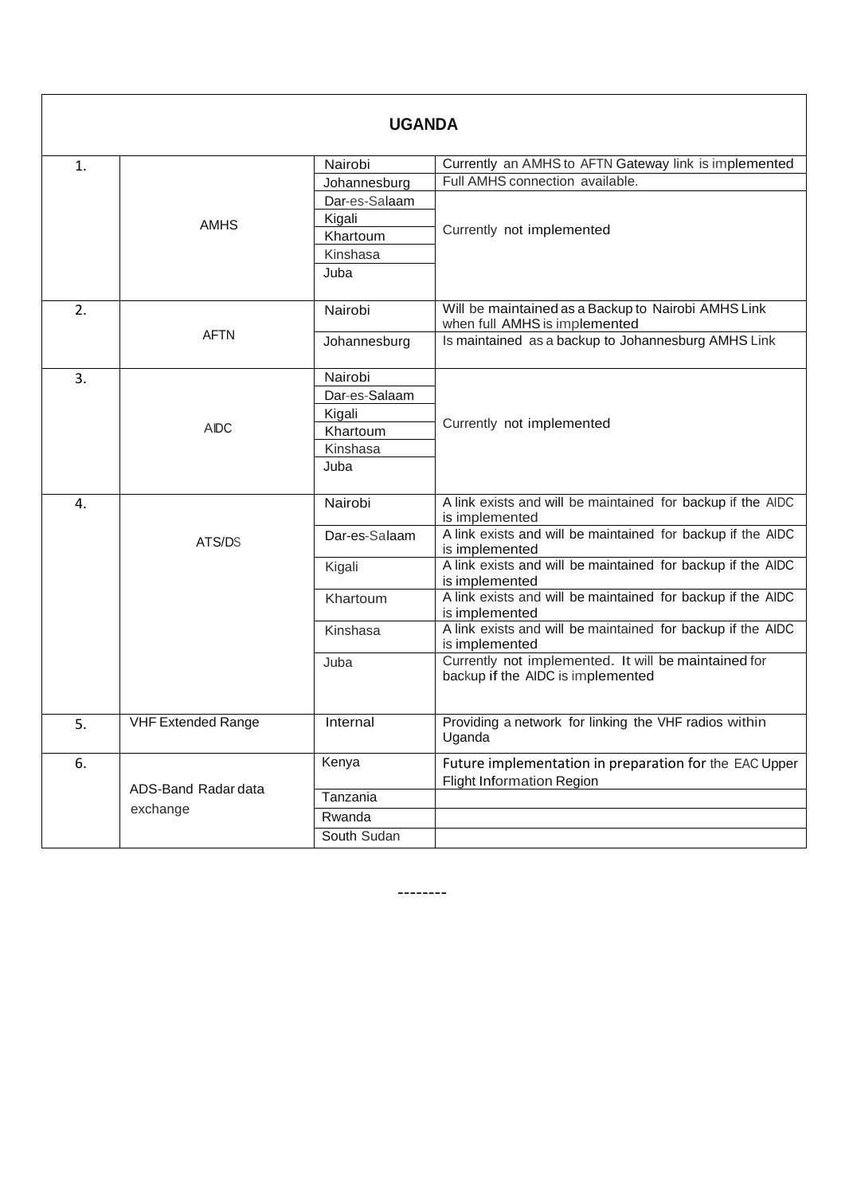| UGANDA | | | |
|---|---|---|---|
| 1. | AMHS | Nairobi | Currently an AMHS to AFTN Gateway link is implemented |
| | | Johannesburg | Full AMHS connection available. |
| | | Dar-es-Salaam | Currently not implemented |
| | | Kigali | |
| | | Khartoum | |
| | | Kinshasa | |
| | | Juba | |
| 2. | AFTN | Nairobi | Will be maintained as a Backup to Nairobi AMHS Link when full AMHS is implemented |
| | | Johannesburg | Is maintained as a backup to Johannesburg AMHS Link |
| 3. | AIDC | Nairobi | Currently not implemented |
| | | Dar-es-Salaam | |
| | | Kigali | |
| | | Khartoum | |
| | | Kinshasa | |
| | | Juba | |
| 4. | ATS/DS | Nairobi | A link exists and will be maintained for backup if the AIDC is implemented |
| | | Dar-es-Salaam | A link exists and will be maintained for backup if the AIDC is implemented |
| | | Kigali | A link exists and will be maintained for backup if the AIDC is implemented |
| | | Khartoum | A link exists and will be maintained for backup if the AIDC is implemented |
| | | Kinshasa | A link exists and will be maintained for backup if the AIDC is implemented |
| | | Juba | Currently not implemented. It will be maintained for backup if the AIDC is implemented |
| 5. | VHF Extended Range | Internal | Providing a network for linking the VHF radios within Uganda |
| 6. | ADS-Band Radar data exchange | Kenya | Future implementation in preparation for the EAC Upper Flight Information Region |
| | | Tanzania | |
| | | Rwanda | |
| | | South Sudan | |

--------